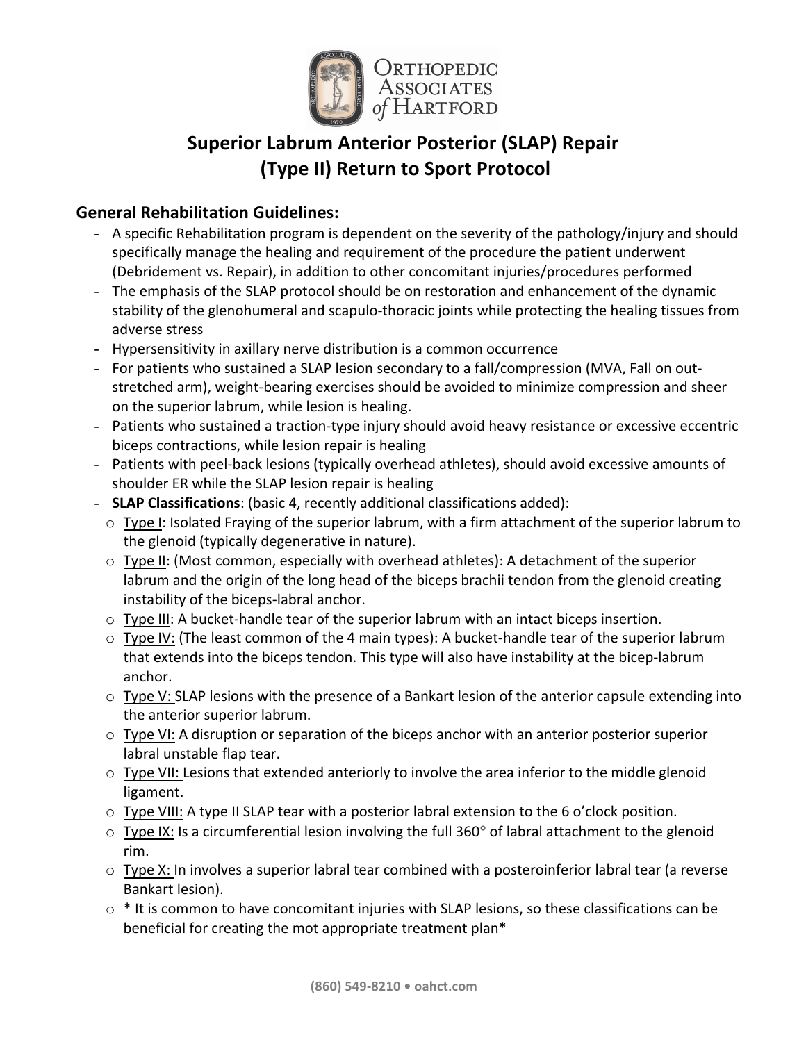# Superior Labrum Anterior Posterior (SLAP) Repair (Type II) Return to Sport Protocol

## General Rehabilitation Guidelines:

- A specific Rehabilitation program is dependent on the severity of the pathology/injury and should specifically manage the healing and requirement of the procedure the patient underwent (Debridement vs. Repair), in addition to other concomitant injuries/procedures performed
- The emphasis of the SLAP protocol should be on restoration and enhancement of the dynamic stability of the glenohumeral and scapulo-thoracic joints while protecting the healing tissues from adverse stress
- Hypersensitivity in axillary nerve distribution is a common occurrence
- For patients who sustained a SLAP lesion secondary to a fall/compression (MVA, Fall on out-stretched arm), weight-bearing exercises should be avoided to minimize compression and sheer on the superior labrum, while lesion is healing.
- Patients who sustained a traction-type injury should avoid heavy resistance or excessive eccentric biceps contractions, while lesion repair is healing
- Patients with peel-back lesions (typically overhead athletes), should avoid excessive amounts of shoulder ER while the SLAP lesion repair is healing
- **SLAP Classifications**: (basic 4, recently additional classifications added):
  - Type I: Isolated Fraying of the superior labrum, with a firm attachment of the superior labrum to the glenoid (typically degenerative in nature).
  - Type II: (Most common, especially with overhead athletes): A detachment of the superior labrum and the origin of the long head of the biceps brachii tendon from the glenoid creating instability of the biceps-labral anchor.
  - Type III: A bucket-handle tear of the superior labrum with an intact biceps insertion.
  - Type IV: (The least common of the 4 main types): A bucket-handle tear of the superior labrum that extends into the biceps tendon. This type will also have instability at the bicep-labrum anchor.
  - Type V: SLAP lesions with the presence of a Bankart lesion of the anterior capsule extending into the anterior superior labrum.
  - Type VI: A disruption or separation of the biceps anchor with an anterior posterior superior labral unstable flap tear.
  - Type VII: Lesions that extended anteriorly to involve the area inferior to the middle glenoid ligament.
  - Type VIII: A type II SLAP tear with a posterior labral extension to the 6 o'clock position.
  - Type IX: Is a circumferential lesion involving the full 360° of labral attachment to the glenoid rim.
  - Type X: In involves a superior labral tear combined with a posteroinferior labral tear (a reverse Bankart lesion).
  - * It is common to have concomitant injuries with SLAP lesions, so these classifications can be beneficial for creating the mot appropriate treatment plan*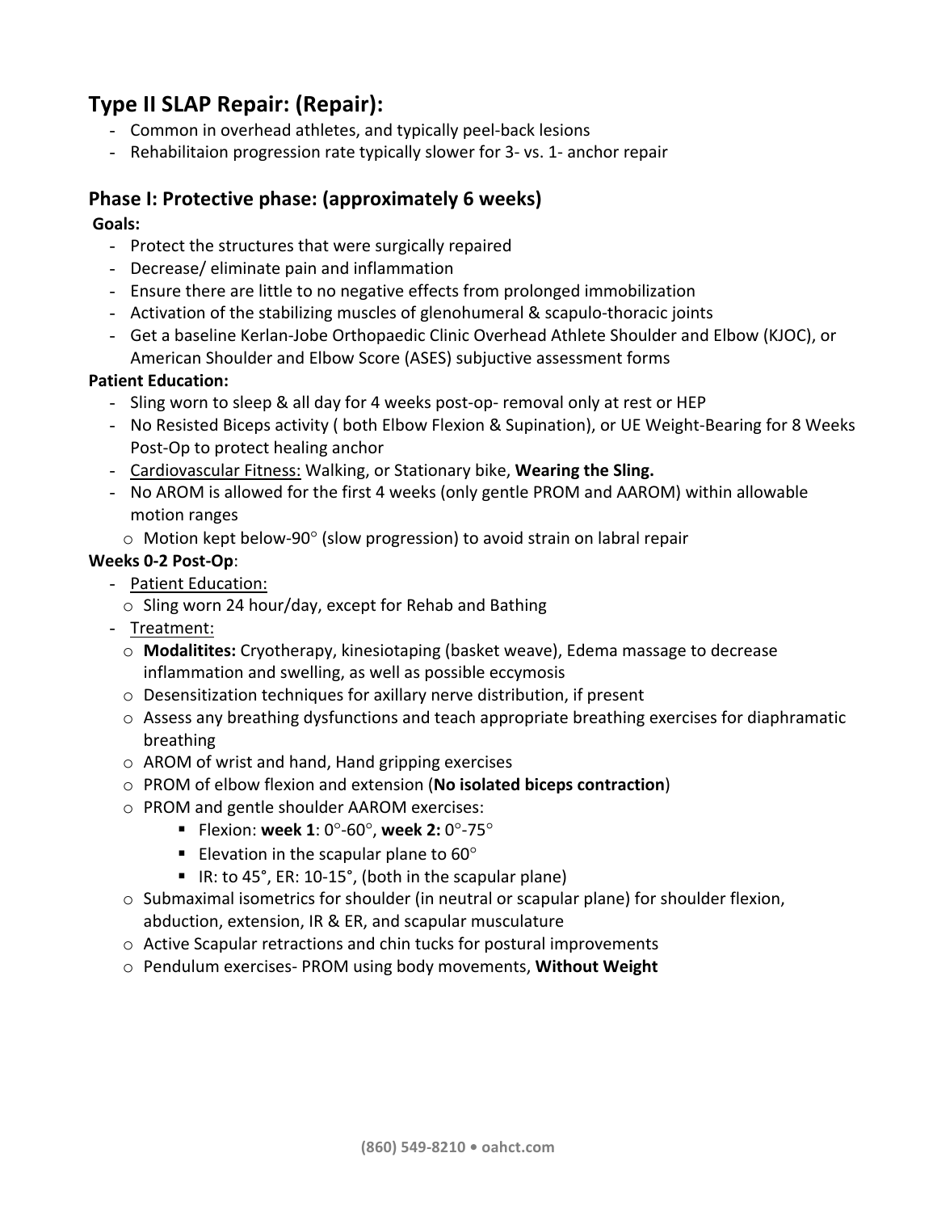## Type II SLAP Repair: (Repair):

- Common in overhead athletes, and typically peel-back lesions
- Rehabilitaion progression rate typically slower for 3- vs. 1- anchor repair

### Phase I: Protective phase: (approximately 6 weeks)

**Goals:**

- Protect the structures that were surgically repaired
- Decrease/ eliminate pain and inflammation
- Ensure there are little to no negative effects from prolonged immobilization
- Activation of the stabilizing muscles of glenohumeral & scapulo-thoracic joints
- Get a baseline Kerlan-Jobe Orthopaedic Clinic Overhead Athlete Shoulder and Elbow (KJOC), or American Shoulder and Elbow Score (ASES) subjective assessment forms

**Patient Education:**

- Sling worn to sleep & all day for 4 weeks post-op- removal only at rest or HEP
- No Resisted Biceps activity ( both Elbow Flexion & Supination), or UE Weight-Bearing for 8 Weeks Post-Op to protect healing anchor
- Cardiovascular Fitness: Walking, or Stationary bike, **Wearing the Sling.**
- No AROM is allowed for the first 4 weeks (only gentle PROM and AAROM) within allowable motion ranges
  - Motion kept below-90° (slow progression) to avoid strain on labral repair

**Weeks 0-2 Post-Op**:

- Patient Education:
  - Sling worn 24 hour/day, except for Rehab and Bathing
- Treatment:
  - **Modalitites:** Cryotherapy, kinesiotaping (basket weave), Edema massage to decrease inflammation and swelling, as well as possible eccymosis
  - Desensitization techniques for axillary nerve distribution, if present
  - Assess any breathing dysfunctions and teach appropriate breathing exercises for diaphramatic breathing
  - AROM of wrist and hand, Hand gripping exercises
  - PROM of elbow flexion and extension (**No isolated biceps contraction**)
  - PROM and gentle shoulder AAROM exercises:
    - Flexion: **week 1**: 0°-60°, **week 2:** 0°-75°
    - Elevation in the scapular plane to 60°
    - IR: to 45°, ER: 10-15°, (both in the scapular plane)
  - Submaximal isometrics for shoulder (in neutral or scapular plane) for shoulder flexion, abduction, extension, IR & ER, and scapular musculature
  - Active Scapular retractions and chin tucks for postural improvements
  - Pendulum exercises- PROM using body movements, **Without Weight**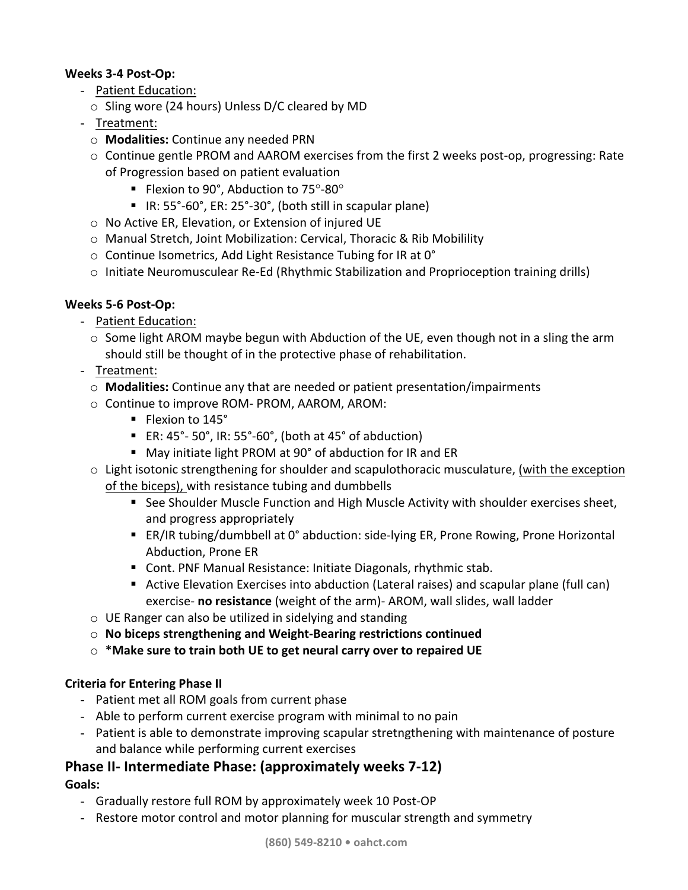**Weeks 3-4 Post-Op:**

- Patient Education:
  - Sling wore (24 hours) Unless D/C cleared by MD
- Treatment:
  - **Modalities:** Continue any needed PRN
  - Continue gentle PROM and AAROM exercises from the first 2 weeks post-op, progressing: Rate of Progression based on patient evaluation
    - Flexion to 90°, Abduction to 75°-80°
    - IR: 55°-60°, ER: 25°-30°, (both still in scapular plane)
  - No Active ER, Elevation, or Extension of injured UE
  - Manual Stretch, Joint Mobilization: Cervical, Thoracic & Rib Mobilility
  - Continue Isometrics, Add Light Resistance Tubing for IR at 0°
  - Initiate Neuromusculear Re-Ed (Rhythmic Stabilization and Proprioception training drills)

**Weeks 5-6 Post-Op:**

- Patient Education:
  - Some light AROM maybe begun with Abduction of the UE, even though not in a sling the arm should still be thought of in the protective phase of rehabilitation.
- Treatment:
  - **Modalities:** Continue any that are needed or patient presentation/impairments
  - Continue to improve ROM- PROM, AAROM, AROM:
    - Flexion to 145°
    - ER: 45°- 50°, IR: 55°-60°, (both at 45° of abduction)
    - May initiate light PROM at 90° of abduction for IR and ER
  - Light isotonic strengthening for shoulder and scapulothoracic musculature, <u>(with the exception of the biceps),</u> with resistance tubing and dumbbells
    - See Shoulder Muscle Function and High Muscle Activity with shoulder exercises sheet, and progress appropriately
    - ER/IR tubing/dumbbell at 0° abduction: side-lying ER, Prone Rowing, Prone Horizontal Abduction, Prone ER
    - Cont. PNF Manual Resistance: Initiate Diagonals, rhythmic stab.
    - Active Elevation Exercises into abduction (Lateral raises) and scapular plane (full can) exercise- **no resistance** (weight of the arm)- AROM, wall slides, wall ladder
  - UE Ranger can also be utilized in sidelying and standing
  - **No biceps strengthening and Weight-Bearing restrictions continued**
  - ***Make sure to train both UE to get neural carry over to repaired UE**

**Criteria for Entering Phase II**

- Patient met all ROM goals from current phase
- Able to perform current exercise program with minimal to no pain
- Patient is able to demonstrate improving scapular stretngthening with maintenance of posture and balance while performing current exercises

## Phase II- Intermediate Phase: (approximately weeks 7-12)

**Goals:**

- Gradually restore full ROM by approximately week 10 Post-OP
- Restore motor control and motor planning for muscular strength and symmetry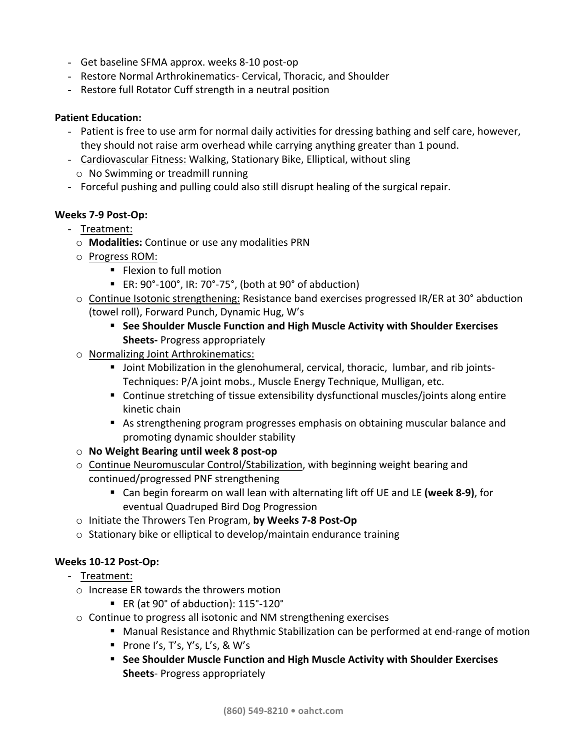- Get baseline SFMA approx. weeks 8-10 post-op
- Restore Normal Arthrokinematics- Cervical, Thoracic, and Shoulder
- Restore full Rotator Cuff strength in a neutral position

**Patient Education:**

- Patient is free to use arm for normal daily activities for dressing bathing and self care, however, they should not raise arm overhead while carrying anything greater than 1 pound.
- Cardiovascular Fitness: Walking, Stationary Bike, Elliptical, without sling
    - No Swimming or treadmill running
- Forceful pushing and pulling could also still disrupt healing of the surgical repair.

**Weeks 7-9 Post-Op:**

- Treatment:
    - **Modalities:** Continue or use any modalities PRN
    - Progress ROM:
        - Flexion to full motion
        - ER: 90°-100°, IR: 70°-75°, (both at 90° of abduction)
    - Continue Isotonic strengthening: Resistance band exercises progressed IR/ER at 30° abduction (towel roll), Forward Punch, Dynamic Hug, W's
        - **See Shoulder Muscle Function and High Muscle Activity with Shoulder Exercises Sheets-** Progress appropriately
    - Normalizing Joint Arthrokinematics:
        - Joint Mobilization in the glenohumeral, cervical, thoracic, lumbar, and rib joints- Techniques: P/A joint mobs., Muscle Energy Technique, Mulligan, etc.
        - Continue stretching of tissue extensibility dysfunctional muscles/joints along entire kinetic chain
        - As strengthening program progresses emphasis on obtaining muscular balance and promoting dynamic shoulder stability
    - **No Weight Bearing until week 8 post-op**
    - Continue Neuromuscular Control/Stabilization, with beginning weight bearing and continued/progressed PNF strengthening
        - Can begin forearm on wall lean with alternating lift off UE and LE **(week 8-9)**, for eventual Quadruped Bird Dog Progression
    - Initiate the Throwers Ten Program, **by Weeks 7-8 Post-Op**
    - Stationary bike or elliptical to develop/maintain endurance training

**Weeks 10-12 Post-Op:**

- Treatment:
    - Increase ER towards the throwers motion
        - ER (at 90° of abduction): 115°-120°
    - Continue to progress all isotonic and NM strengthening exercises
        - Manual Resistance and Rhythmic Stabilization can be performed at end-range of motion
        - Prone I's, T's, Y's, L's, & W's
        - **See Shoulder Muscle Function and High Muscle Activity with Shoulder Exercises Sheets**- Progress appropriately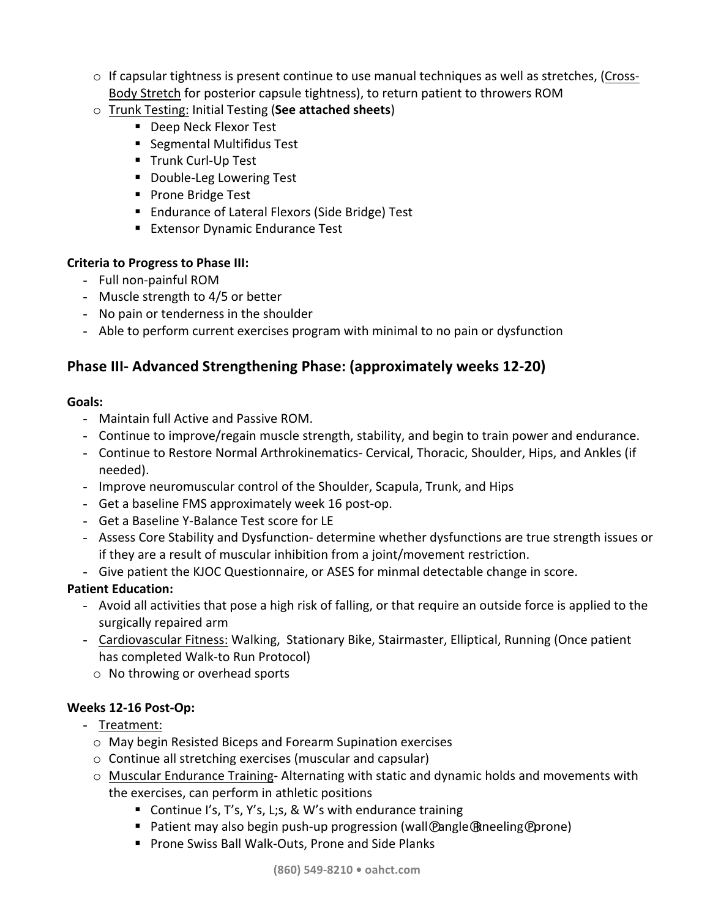- If capsular tightness is present continue to use manual techniques as well as stretches, (Cross-Body Stretch for posterior capsule tightness), to return patient to throwers ROM
- Trunk Testing: Initial Testing (**See attached sheets**)
  - Deep Neck Flexor Test
  - Segmental Multifidus Test
  - Trunk Curl-Up Test
  - Double-Leg Lowering Test
  - Prone Bridge Test
  - Endurance of Lateral Flexors (Side Bridge) Test
  - Extensor Dynamic Endurance Test

**Criteria to Progress to Phase III:**

- Full non-painful ROM
- Muscle strength to 4/5 or better
- No pain or tenderness in the shoulder
- Able to perform current exercises program with minimal to no pain or dysfunction

## Phase III- Advanced Strengthening Phase: (approximately weeks 12-20)

**Goals:**

- Maintain full Active and Passive ROM.
- Continue to improve/regain muscle strength, stability, and begin to train power and endurance.
- Continue to Restore Normal Arthrokinematics- Cervical, Thoracic, Shoulder, Hips, and Ankles (if needed).
- Improve neuromuscular control of the Shoulder, Scapula, Trunk, and Hips
- Get a baseline FMS approximately week 16 post-op.
- Get a Baseline Y-Balance Test score for LE
- Assess Core Stability and Dysfunction- determine whether dysfunctions are true strength issues or if they are a result of muscular inhibition from a joint/movement restriction.
- Give patient the KJOC Questionnaire, or ASES for minmal detectable change in score.

**Patient Education:**

- Avoid all activities that pose a high risk of falling, or that require an outside force is applied to the surgically repaired arm
- Cardiovascular Fitness: Walking, Stationary Bike, Stairmaster, Elliptical, Running (Once patient has completed Walk-to Run Protocol)
  - No throwing or overhead sports

**Weeks 12-16 Post-Op:**

- Treatment:
  - May begin Resisted Biceps and Forearm Supination exercises
  - Continue all stretching exercises (muscular and capsular)
  - Muscular Endurance Training- Alternating with static and dynamic holds and movements with the exercises, can perform in athletic positions
    - Continue I's, T's, Y's, L;s, & W's with endurance training
    - Patient may also begin push-up progression (wall→angle→kneeling→prone)
    - Prone Swiss Ball Walk-Outs, Prone and Side Planks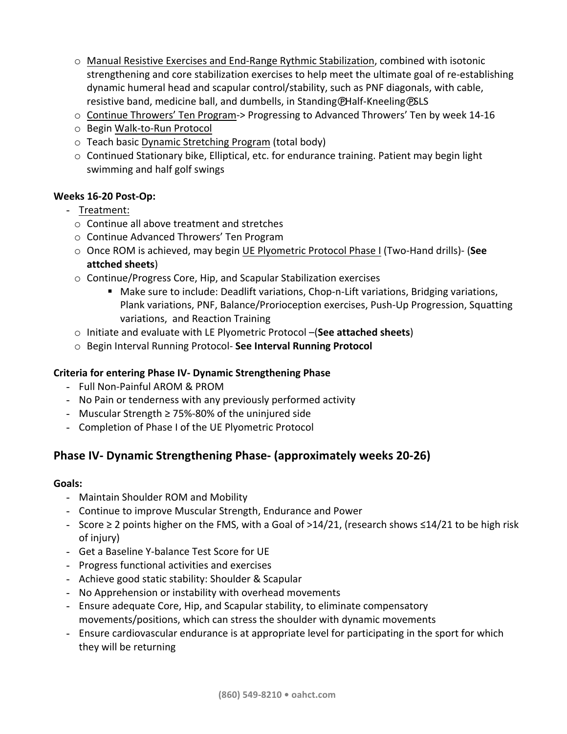- Manual Resistive Exercises and End-Range Rythmic Stabilization, combined with isotonic strengthening and core stabilization exercises to help meet the ultimate goal of re-establishing dynamic humeral head and scapular control/stability, such as PNF diagonals, with cable, resistive band, medicine ball, and dumbells, in Standing ⓟ Half-Kneeling ⓟ SLS
- Continue Throwers' Ten Program-> Progressing to Advanced Throwers' Ten by week 14-16
- Begin Walk-to-Run Protocol
- Teach basic Dynamic Stretching Program (total body)
- Continued Stationary bike, Elliptical, etc. for endurance training. Patient may begin light swimming and half golf swings

**Weeks 16-20 Post-Op:**

- Treatment:
  - Continue all above treatment and stretches
  - Continue Advanced Throwers' Ten Program
  - Once ROM is achieved, may begin UE Plyometric Protocol Phase I (Two-Hand drills)- (**See attched sheets**)
  - Continue/Progress Core, Hip, and Scapular Stabilization exercises
    - Make sure to include: Deadlift variations, Chop-n-Lift variations, Bridging variations, Plank variations, PNF, Balance/Prorioception exercises, Push-Up Progression, Squatting variations, and Reaction Training
  - Initiate and evaluate with LE Plyometric Protocol –(**See attached sheets**)
  - Begin Interval Running Protocol- **See Interval Running Protocol**

**Criteria for entering Phase IV- Dynamic Strengthening Phase**

- Full Non-Painful AROM & PROM
- No Pain or tenderness with any previously performed activity
- Muscular Strength ≥ 75%-80% of the uninjured side
- Completion of Phase I of the UE Plyometric Protocol

## Phase IV- Dynamic Strengthening Phase- (approximately weeks 20-26)

**Goals:**

- Maintain Shoulder ROM and Mobility
- Continue to improve Muscular Strength, Endurance and Power
- Score ≥ 2 points higher on the FMS, with a Goal of >14/21, (research shows ≤14/21 to be high risk of injury)
- Get a Baseline Y-balance Test Score for UE
- Progress functional activities and exercises
- Achieve good static stability: Shoulder & Scapular
- No Apprehension or instability with overhead movements
- Ensure adequate Core, Hip, and Scapular stability, to eliminate compensatory movements/positions, which can stress the shoulder with dynamic movements
- Ensure cardiovascular endurance is at appropriate level for participating in the sport for which they will be returning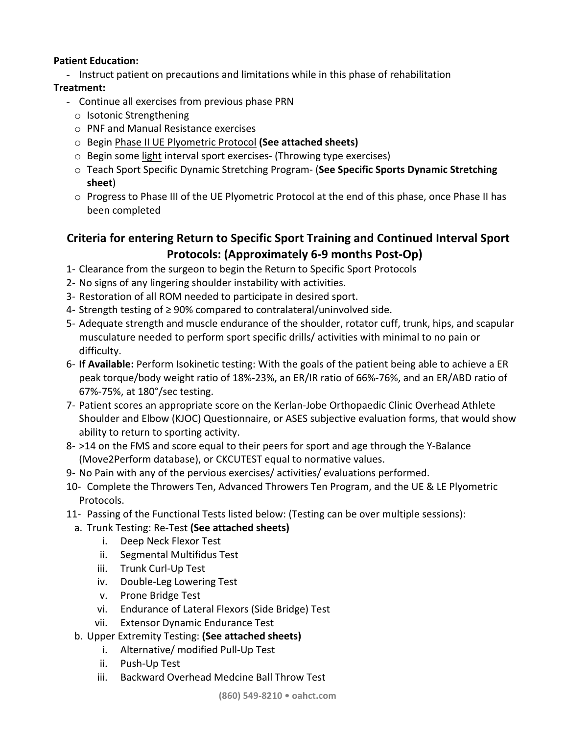**Patient Education:**

- Instruct patient on precautions and limitations while in this phase of rehabilitation

**Treatment:**

- Continue all exercises from previous phase PRN
  - Isotonic Strengthening
  - PNF and Manual Resistance exercises
  - Begin Phase II UE Plyometric Protocol **(See attached sheets)**
  - Begin some light interval sport exercises- (Throwing type exercises)
  - Teach Sport Specific Dynamic Stretching Program- (**See Specific Sports Dynamic Stretching sheet**)
  - Progress to Phase III of the UE Plyometric Protocol at the end of this phase, once Phase II has been completed

## Criteria for entering Return to Specific Sport Training and Continued Interval Sport Protocols: (Approximately 6-9 months Post-Op)

1- Clearance from the surgeon to begin the Return to Specific Sport Protocols

2- No signs of any lingering shoulder instability with activities.

3- Restoration of all ROM needed to participate in desired sport.

4- Strength testing of ≥ 90% compared to contralateral/uninvolved side.

5- Adequate strength and muscle endurance of the shoulder, rotator cuff, trunk, hips, and scapular musculature needed to perform sport specific drills/ activities with minimal to no pain or difficulty.

6- **If Available:** Perform Isokinetic testing: With the goals of the patient being able to achieve a ER peak torque/body weight ratio of 18%-23%, an ER/IR ratio of 66%-76%, and an ER/ABD ratio of 67%-75%, at 180°/sec testing.

7- Patient scores an appropriate score on the Kerlan-Jobe Orthopaedic Clinic Overhead Athlete Shoulder and Elbow (KJOC) Questionnaire, or ASES subjective evaluation forms, that would show ability to return to sporting activity.

8- >14 on the FMS and score equal to their peers for sport and age through the Y-Balance (Move2Perform database), or CKCUTEST equal to normative values.

9- No Pain with any of the pervious exercises/ activities/ evaluations performed.

10- Complete the Throwers Ten, Advanced Throwers Ten Program, and the UE & LE Plyometric Protocols.

11- Passing of the Functional Tests listed below: (Testing can be over multiple sessions):

a. Trunk Testing: Re-Test **(See attached sheets)**
   - i. Deep Neck Flexor Test
   - ii. Segmental Multifidus Test
   - iii. Trunk Curl-Up Test
   - iv. Double-Leg Lowering Test
   - v. Prone Bridge Test
   - vi. Endurance of Lateral Flexors (Side Bridge) Test
   - vii. Extensor Dynamic Endurance Test

b. Upper Extremity Testing: **(See attached sheets)**
   - i. Alternative/ modified Pull-Up Test
   - ii. Push-Up Test
   - iii. Backward Overhead Medcine Ball Throw Test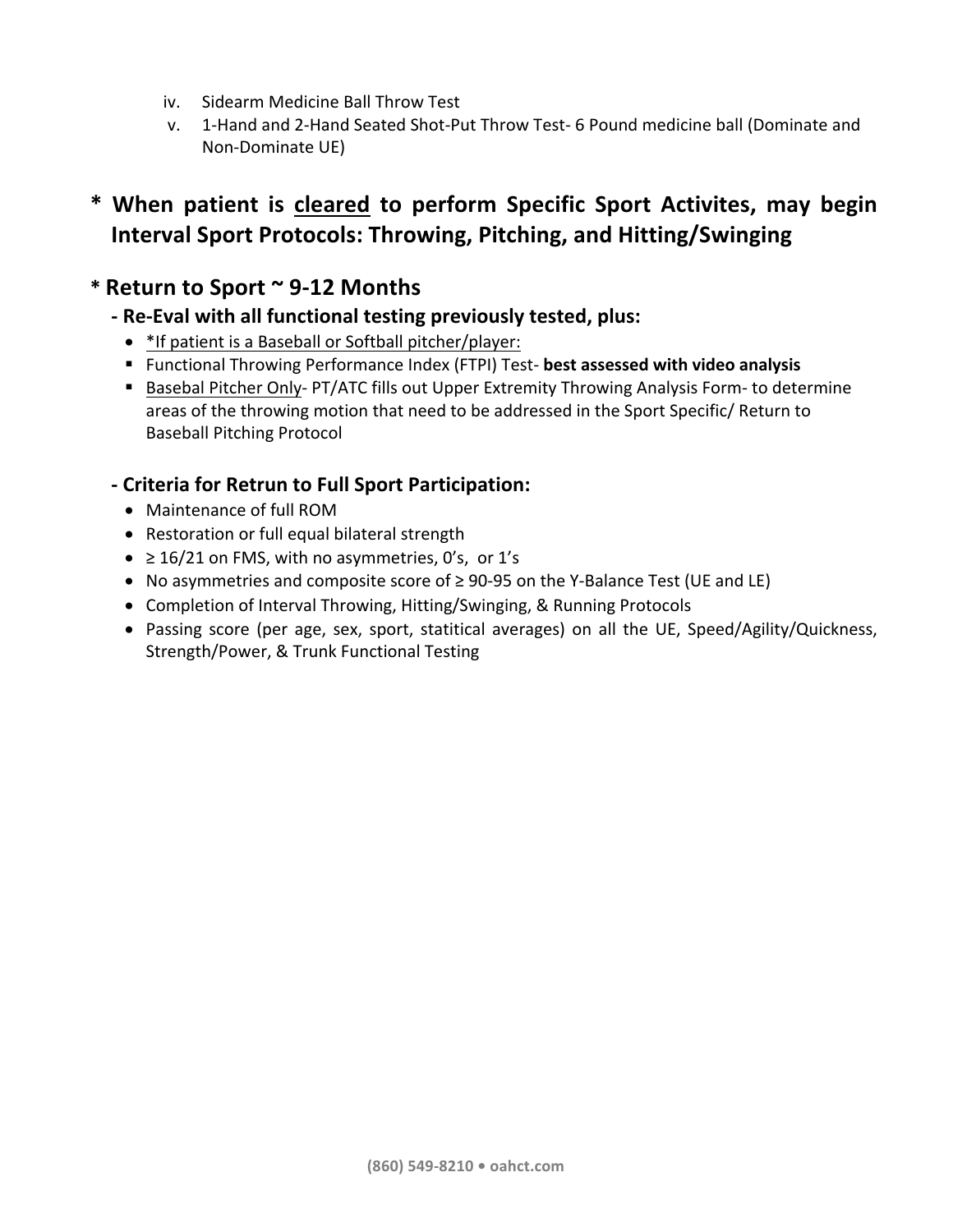iv. Sidearm Medicine Ball Throw Test
v. 1-Hand and 2-Hand Seated Shot-Put Throw Test- 6 Pound medicine ball (Dominate and Non-Dominate UE)

## * When patient is <u>cleared</u> to perform Specific Sport Activites, may begin Interval Sport Protocols: Throwing, Pitching, and Hitting/Swinging

## * Return to Sport ~ 9-12 Months

### - Re-Eval with all functional testing previously tested, plus:

- <u>*If patient is a Baseball or Softball pitcher/player:</u>
  - Functional Throwing Performance Index (FTPI) Test- **best assessed with video analysis**
  - <u>Basebal Pitcher Only</u>- PT/ATC fills out Upper Extremity Throwing Analysis Form- to determine areas of the throwing motion that need to be addressed in the Sport Specific/ Return to Baseball Pitching Protocol

### - Criteria for Retrun to Full Sport Participation:

- Maintenance of full ROM
- Restoration or full equal bilateral strength
- ≥ 16/21 on FMS, with no asymmetries, 0's, or 1's
- No asymmetries and composite score of ≥ 90-95 on the Y-Balance Test (UE and LE)
- Completion of Interval Throwing, Hitting/Swinging, & Running Protocols
- Passing score (per age, sex, sport, statitical averages) on all the UE, Speed/Agility/Quickness, Strength/Power, & Trunk Functional Testing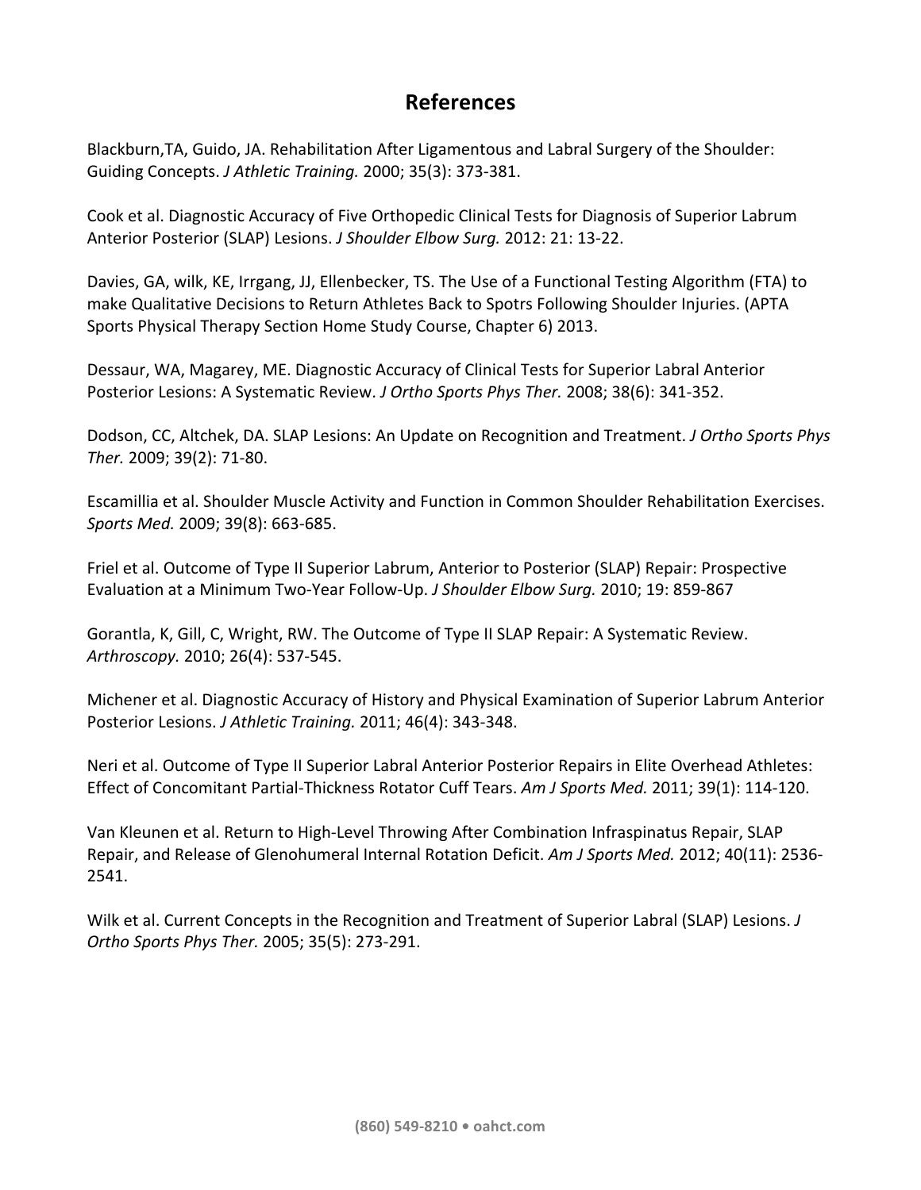# References

Blackburn,TA, Guido, JA. Rehabilitation After Ligamentous and Labral Surgery of the Shoulder: Guiding Concepts. *J Athletic Training.* 2000; 35(3): 373-381.

Cook et al. Diagnostic Accuracy of Five Orthopedic Clinical Tests for Diagnosis of Superior Labrum Anterior Posterior (SLAP) Lesions. *J Shoulder Elbow Surg.* 2012: 21: 13-22.

Davies, GA, wilk, KE, Irrgang, JJ, Ellenbecker, TS. The Use of a Functional Testing Algorithm (FTA) to make Qualitative Decisions to Return Athletes Back to Spotrs Following Shoulder Injuries. (APTA Sports Physical Therapy Section Home Study Course, Chapter 6) 2013.

Dessaur, WA, Magarey, ME. Diagnostic Accuracy of Clinical Tests for Superior Labral Anterior Posterior Lesions: A Systematic Review. *J Ortho Sports Phys Ther.* 2008; 38(6): 341-352.

Dodson, CC, Altchek, DA. SLAP Lesions: An Update on Recognition and Treatment. *J Ortho Sports Phys Ther.* 2009; 39(2): 71-80.

Escamillia et al. Shoulder Muscle Activity and Function in Common Shoulder Rehabilitation Exercises. *Sports Med.* 2009; 39(8): 663-685.

Friel et al. Outcome of Type II Superior Labrum, Anterior to Posterior (SLAP) Repair: Prospective Evaluation at a Minimum Two-Year Follow-Up. *J Shoulder Elbow Surg.* 2010; 19: 859-867

Gorantla, K, Gill, C, Wright, RW. The Outcome of Type II SLAP Repair: A Systematic Review. *Arthroscopy.* 2010; 26(4): 537-545.

Michener et al. Diagnostic Accuracy of History and Physical Examination of Superior Labrum Anterior Posterior Lesions. *J Athletic Training.* 2011; 46(4): 343-348.

Neri et al. Outcome of Type II Superior Labral Anterior Posterior Repairs in Elite Overhead Athletes: Effect of Concomitant Partial-Thickness Rotator Cuff Tears. *Am J Sports Med.* 2011; 39(1): 114-120.

Van Kleunen et al. Return to High-Level Throwing After Combination Infraspinatus Repair, SLAP Repair, and Release of Glenohumeral Internal Rotation Deficit. *Am J Sports Med.* 2012; 40(11): 2536-2541.

Wilk et al. Current Concepts in the Recognition and Treatment of Superior Labral (SLAP) Lesions. *J Ortho Sports Phys Ther.* 2005; 35(5): 273-291.

**(860) 549-8210 • oahct.com**